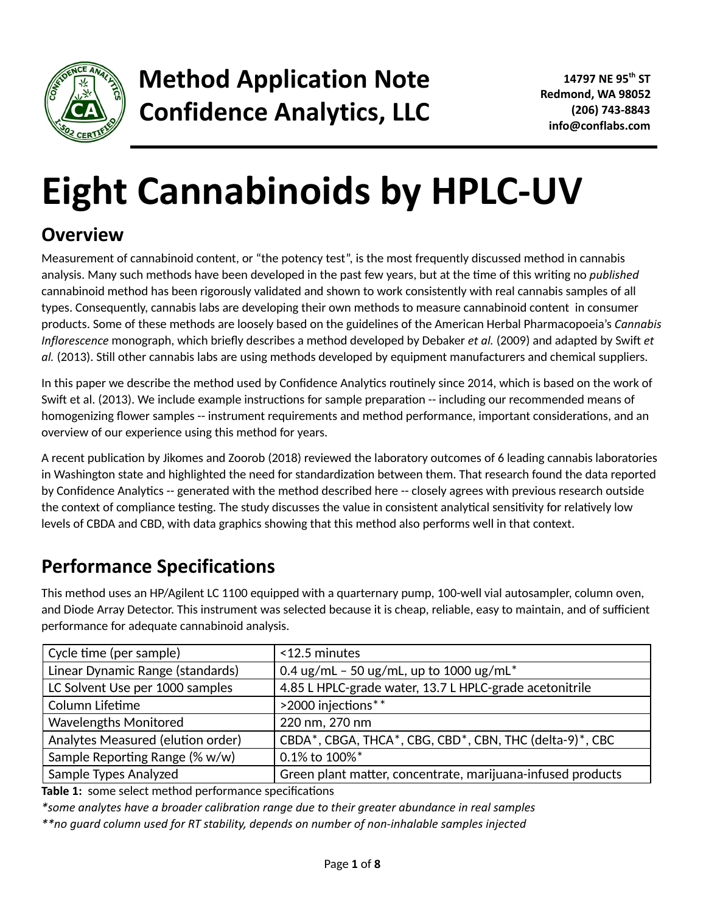Method Application Note
Confidence Analytics, LLC

14797 NE 95th ST
Redmond, WA 98052
(206) 743-8843
info@conflabs.com

# Eight Cannabinoids by HPLC-UV

## Overview

Measurement of cannabinoid content, or "the potency test", is the most frequently discussed method in cannabis analysis. Many such methods have been developed in the past few years, but at the time of this writing no *published* cannabinoid method has been rigorously validated and shown to work consistently with real cannabis samples of all types. Consequently, cannabis labs are developing their own methods to measure cannabinoid content in consumer products. Some of these methods are loosely based on the guidelines of the American Herbal Pharmacopoeia's *Cannabis Inflorescence* monograph, which briefly describes a method developed by Debaker *et al.* (2009) and adapted by Swift *et al.* (2013). Still other cannabis labs are using methods developed by equipment manufacturers and chemical suppliers.

In this paper we describe the method used by Confidence Analytics routinely since 2014, which is based on the work of Swift et al. (2013). We include example instructions for sample preparation -- including our recommended means of homogenizing flower samples -- instrument requirements and method performance, important considerations, and an overview of our experience using this method for years.

A recent publication by Jikomes and Zoorob (2018) reviewed the laboratory outcomes of 6 leading cannabis laboratories in Washington state and highlighted the need for standardization between them. That research found the data reported by Confidence Analytics -- generated with the method described here -- closely agrees with previous research outside the context of compliance testing. The study discusses the value in consistent analytical sensitivity for relatively low levels of CBDA and CBD, with data graphics showing that this method also performs well in that context.

## Performance Specifications

This method uses an HP/Agilent LC 1100 equipped with a quarternary pump, 100-well vial autosampler, column oven, and Diode Array Detector. This instrument was selected because it is cheap, reliable, easy to maintain, and of sufficient performance for adequate cannabinoid analysis.

| | |
|---|---|
| Cycle time (per sample) | <12.5 minutes |
| Linear Dynamic Range (standards) | 0.4 ug/mL – 50 ug/mL, up to 1000 ug/mL* |
| LC Solvent Use per 1000 samples | 4.85 L HPLC-grade water, 13.7 L HPLC-grade acetonitrile |
| Column Lifetime | >2000 injections** |
| Wavelengths Monitored | 220 nm, 270 nm |
| Analytes Measured (elution order) | CBDA*, CBGA, THCA*, CBG, CBD*, CBN, THC (delta-9)*, CBC |
| Sample Reporting Range (% w/w) | 0.1% to 100%* |
| Sample Types Analyzed | Green plant matter, concentrate, marijuana-infused products |

**Table 1:** some select method performance specifications

*\*some analytes have a broader calibration range due to their greater abundance in real samples*

*\*\*no guard column used for RT stability, depends on number of non-inhalable samples injected*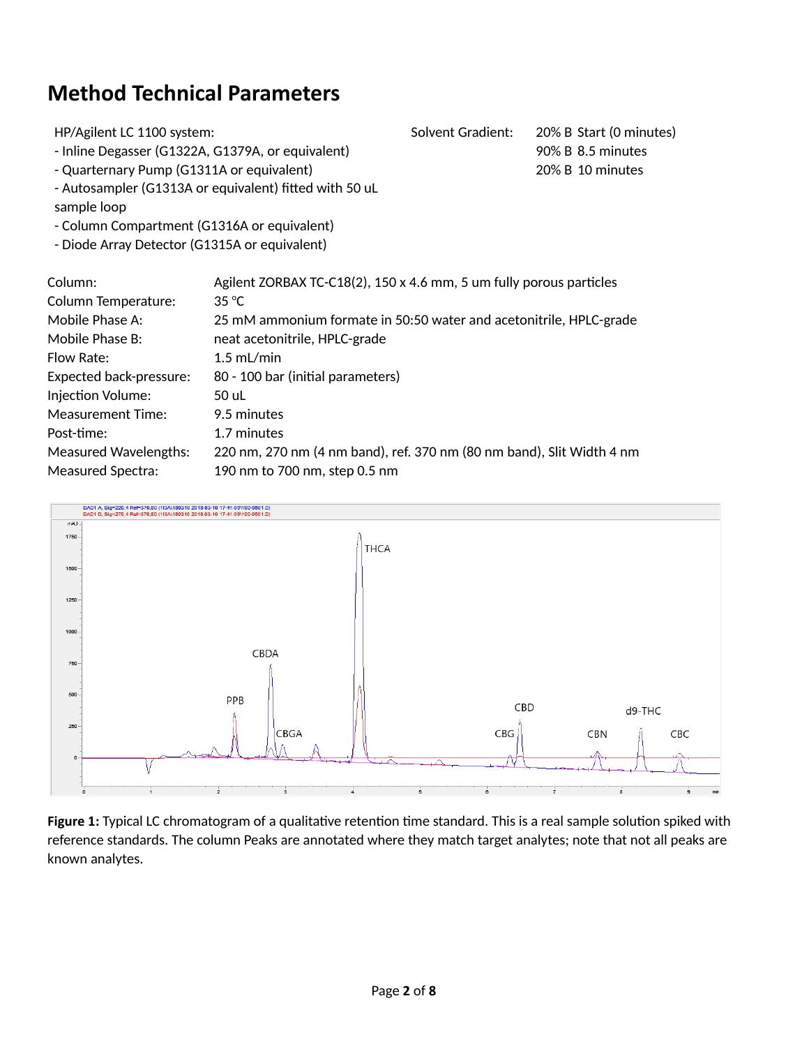# Method Technical Parameters

HP/Agilent LC 1100 system:
- Inline Degasser (G1322A, G1379A, or equivalent)
- Quarternary Pump (G1311A or equivalent)
- Autosampler (G1313A or equivalent) fitted with 50 uL sample loop
- Column Compartment (G1316A or equivalent)
- Diode Array Detector (G1315A or equivalent)

Solvent Gradient:

| | |
|---|---|
| 20% B | Start (0 minutes) |
| 90% B | 8.5 minutes |
| 20% B | 10 minutes |

| | |
|---|---|
| Column: | Agilent ZORBAX TC-C18(2), 150 x 4.6 mm, 5 um fully porous particles |
| Column Temperature: | 35 °C |
| Mobile Phase A: | 25 mM ammonium formate in 50:50 water and acetonitrile, HPLC-grade |
| Mobile Phase B: | neat acetonitrile, HPLC-grade |
| Flow Rate: | 1.5 mL/min |
| Expected back-pressure: | 80 - 100 bar (initial parameters) |
| Injection Volume: | 50 uL |
| Measurement Time: | 9.5 minutes |
| Post-time: | 1.7 minutes |
| Measured Wavelengths: | 220 nm, 270 nm (4 nm band), ref. 370 nm (80 nm band), Slit Width 4 nm |
| Measured Spectra: | 190 nm to 700 nm, step 0.5 nm |

**Figure 1:** Typical LC chromatogram of a qualitative retention time standard. This is a real sample solution spiked with reference standards. The column Peaks are annotated where they match target analytes; note that not all peaks are known analytes.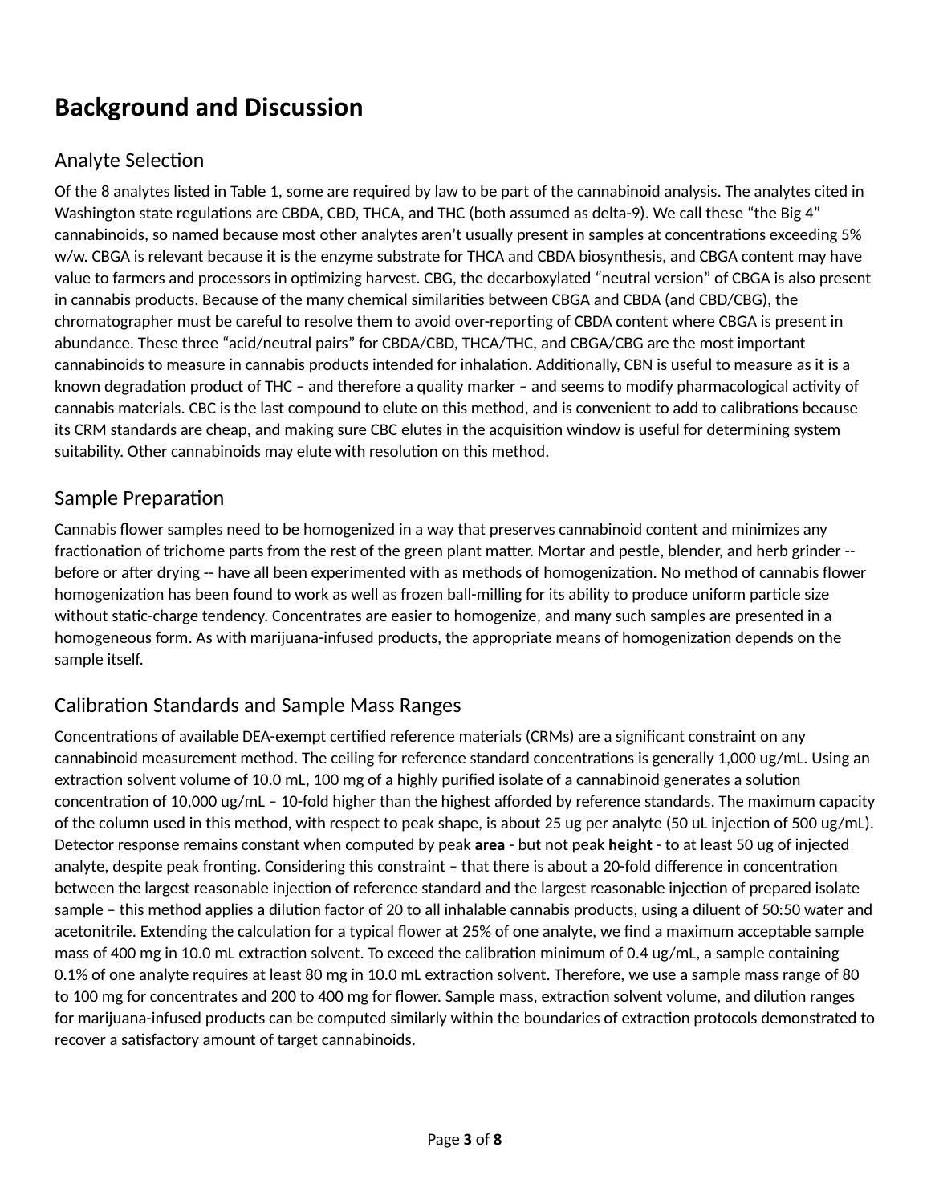# Background and Discussion

## Analyte Selection

Of the 8 analytes listed in Table 1, some are required by law to be part of the cannabinoid analysis. The analytes cited in Washington state regulations are CBDA, CBD, THCA, and THC (both assumed as delta-9). We call these "the Big 4" cannabinoids, so named because most other analytes aren't usually present in samples at concentrations exceeding 5% w/w. CBGA is relevant because it is the enzyme substrate for THCA and CBDA biosynthesis, and CBGA content may have value to farmers and processors in optimizing harvest. CBG, the decarboxylated "neutral version" of CBGA is also present in cannabis products. Because of the many chemical similarities between CBGA and CBDA (and CBD/CBG), the chromatographer must be careful to resolve them to avoid over-reporting of CBDA content where CBGA is present in abundance. These three "acid/neutral pairs" for CBDA/CBD, THCA/THC, and CBGA/CBG are the most important cannabinoids to measure in cannabis products intended for inhalation. Additionally, CBN is useful to measure as it is a known degradation product of THC – and therefore a quality marker – and seems to modify pharmacological activity of cannabis materials. CBC is the last compound to elute on this method, and is convenient to add to calibrations because its CRM standards are cheap, and making sure CBC elutes in the acquisition window is useful for determining system suitability. Other cannabinoids may elute with resolution on this method.

## Sample Preparation

Cannabis flower samples need to be homogenized in a way that preserves cannabinoid content and minimizes any fractionation of trichome parts from the rest of the green plant matter. Mortar and pestle, blender, and herb grinder -- before or after drying -- have all been experimented with as methods of homogenization. No method of cannabis flower homogenization has been found to work as well as frozen ball-milling for its ability to produce uniform particle size without static-charge tendency. Concentrates are easier to homogenize, and many such samples are presented in a homogeneous form. As with marijuana-infused products, the appropriate means of homogenization depends on the sample itself.

## Calibration Standards and Sample Mass Ranges

Concentrations of available DEA-exempt certified reference materials (CRMs) are a significant constraint on any cannabinoid measurement method. The ceiling for reference standard concentrations is generally 1,000 ug/mL. Using an extraction solvent volume of 10.0 mL, 100 mg of a highly purified isolate of a cannabinoid generates a solution concentration of 10,000 ug/mL – 10-fold higher than the highest afforded by reference standards. The maximum capacity of the column used in this method, with respect to peak shape, is about 25 ug per analyte (50 uL injection of 500 ug/mL). Detector response remains constant when computed by peak **area** - but not peak **height** - to at least 50 ug of injected analyte, despite peak fronting. Considering this constraint – that there is about a 20-fold difference in concentration between the largest reasonable injection of reference standard and the largest reasonable injection of prepared isolate sample – this method applies a dilution factor of 20 to all inhalable cannabis products, using a diluent of 50:50 water and acetonitrile. Extending the calculation for a typical flower at 25% of one analyte, we find a maximum acceptable sample mass of 400 mg in 10.0 mL extraction solvent. To exceed the calibration minimum of 0.4 ug/mL, a sample containing 0.1% of one analyte requires at least 80 mg in 10.0 mL extraction solvent. Therefore, we use a sample mass range of 80 to 100 mg for concentrates and 200 to 400 mg for flower. Sample mass, extraction solvent volume, and dilution ranges for marijuana-infused products can be computed similarly within the boundaries of extraction protocols demonstrated to recover a satisfactory amount of target cannabinoids.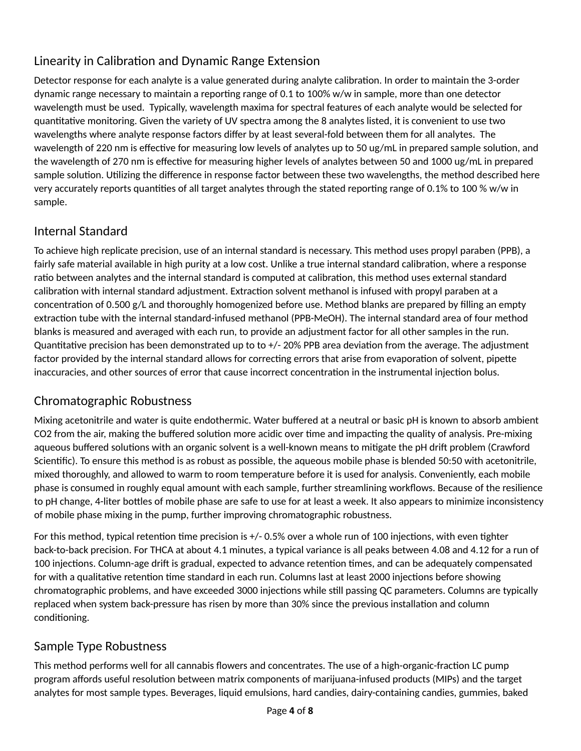## Linearity in Calibration and Dynamic Range Extension

Detector response for each analyte is a value generated during analyte calibration. In order to maintain the 3-order dynamic range necessary to maintain a reporting range of 0.1 to 100% w/w in sample, more than one detector wavelength must be used. Typically, wavelength maxima for spectral features of each analyte would be selected for quantitative monitoring. Given the variety of UV spectra among the 8 analytes listed, it is convenient to use two wavelengths where analyte response factors differ by at least several-fold between them for all analytes. The wavelength of 220 nm is effective for measuring low levels of analytes up to 50 ug/mL in prepared sample solution, and the wavelength of 270 nm is effective for measuring higher levels of analytes between 50 and 1000 ug/mL in prepared sample solution. Utilizing the difference in response factor between these two wavelengths, the method described here very accurately reports quantities of all target analytes through the stated reporting range of 0.1% to 100 % w/w in sample.

## Internal Standard

To achieve high replicate precision, use of an internal standard is necessary. This method uses propyl paraben (PPB), a fairly safe material available in high purity at a low cost. Unlike a true internal standard calibration, where a response ratio between analytes and the internal standard is computed at calibration, this method uses external standard calibration with internal standard adjustment. Extraction solvent methanol is infused with propyl paraben at a concentration of 0.500 g/L and thoroughly homogenized before use. Method blanks are prepared by filling an empty extraction tube with the internal standard-infused methanol (PPB-MeOH). The internal standard area of four method blanks is measured and averaged with each run, to provide an adjustment factor for all other samples in the run. Quantitative precision has been demonstrated up to to +/- 20% PPB area deviation from the average. The adjustment factor provided by the internal standard allows for correcting errors that arise from evaporation of solvent, pipette inaccuracies, and other sources of error that cause incorrect concentration in the instrumental injection bolus.

## Chromatographic Robustness

Mixing acetonitrile and water is quite endothermic. Water buffered at a neutral or basic pH is known to absorb ambient $CO_2$ from the air, making the buffered solution more acidic over time and impacting the quality of analysis. Pre-mixing aqueous buffered solutions with an organic solvent is a well-known means to mitigate the pH drift problem (Crawford Scientific). To ensure this method is as robust as possible, the aqueous mobile phase is blended 50:50 with acetonitrile, mixed thoroughly, and allowed to warm to room temperature before it is used for analysis. Conveniently, each mobile phase is consumed in roughly equal amount with each sample, further streamlining workflows. Because of the resilience to pH change, 4-liter bottles of mobile phase are safe to use for at least a week. It also appears to minimize inconsistency of mobile phase mixing in the pump, further improving chromatographic robustness.

For this method, typical retention time precision is +/- 0.5% over a whole run of 100 injections, with even tighter back-to-back precision. For THCA at about 4.1 minutes, a typical variance is all peaks between 4.08 and 4.12 for a run of 100 injections. Column-age drift is gradual, expected to advance retention times, and can be adequately compensated for with a qualitative retention time standard in each run. Columns last at least 2000 injections before showing chromatographic problems, and have exceeded 3000 injections while still passing QC parameters. Columns are typically replaced when system back-pressure has risen by more than 30% since the previous installation and column conditioning.

## Sample Type Robustness

This method performs well for all cannabis flowers and concentrates. The use of a high-organic-fraction LC pump program affords useful resolution between matrix components of marijuana-infused products (MIPs) and the target analytes for most sample types. Beverages, liquid emulsions, hard candies, dairy-containing candies, gummies, baked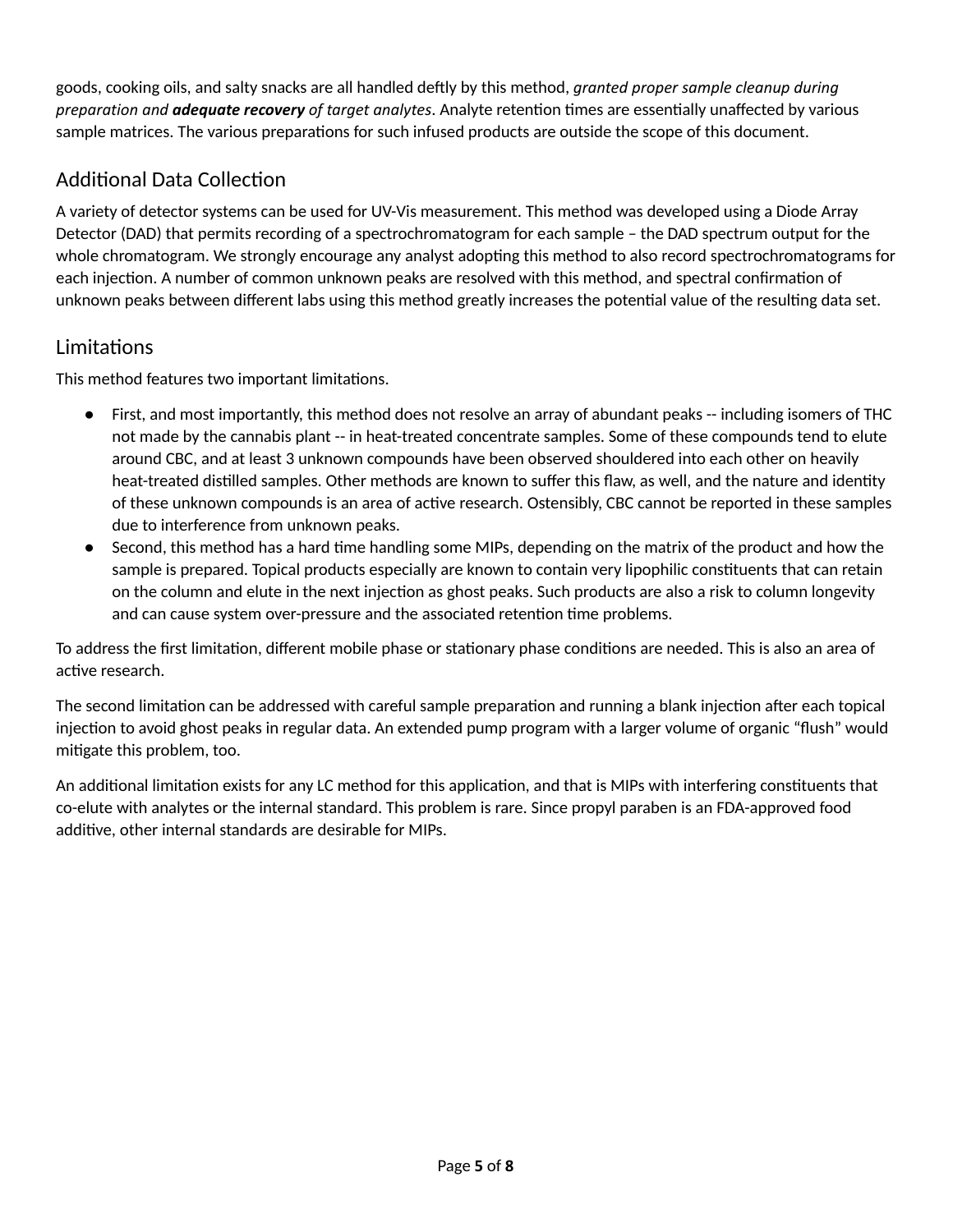goods, cooking oils, and salty snacks are all handled deftly by this method, *granted proper sample cleanup during preparation and **adequate recovery** of target analytes*. Analyte retention times are essentially unaffected by various sample matrices. The various preparations for such infused products are outside the scope of this document.

## Additional Data Collection

A variety of detector systems can be used for UV-Vis measurement. This method was developed using a Diode Array Detector (DAD) that permits recording of a spectrochromatogram for each sample – the DAD spectrum output for the whole chromatogram. We strongly encourage any analyst adopting this method to also record spectrochromatograms for each injection. A number of common unknown peaks are resolved with this method, and spectral confirmation of unknown peaks between different labs using this method greatly increases the potential value of the resulting data set.

## Limitations

This method features two important limitations.

- First, and most importantly, this method does not resolve an array of abundant peaks -- including isomers of THC not made by the cannabis plant -- in heat-treated concentrate samples. Some of these compounds tend to elute around CBC, and at least 3 unknown compounds have been observed shouldered into each other on heavily heat-treated distilled samples. Other methods are known to suffer this flaw, as well, and the nature and identity of these unknown compounds is an area of active research. Ostensibly, CBC cannot be reported in these samples due to interference from unknown peaks.
- Second, this method has a hard time handling some MIPs, depending on the matrix of the product and how the sample is prepared. Topical products especially are known to contain very lipophilic constituents that can retain on the column and elute in the next injection as ghost peaks. Such products are also a risk to column longevity and can cause system over-pressure and the associated retention time problems.

To address the first limitation, different mobile phase or stationary phase conditions are needed. This is also an area of active research.

The second limitation can be addressed with careful sample preparation and running a blank injection after each topical injection to avoid ghost peaks in regular data. An extended pump program with a larger volume of organic "flush" would mitigate this problem, too.

An additional limitation exists for any LC method for this application, and that is MIPs with interfering constituents that co-elute with analytes or the internal standard. This problem is rare. Since propyl paraben is an FDA-approved food additive, other internal standards are desirable for MIPs.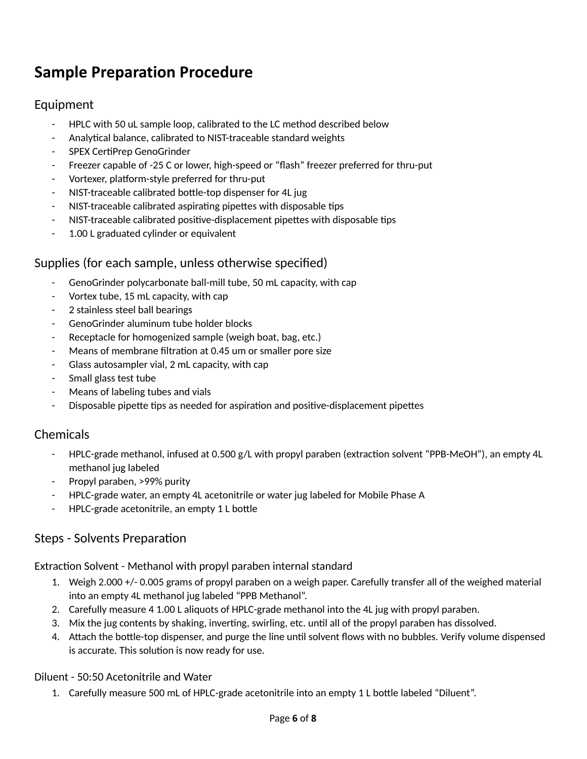# Sample Preparation Procedure

## Equipment

- HPLC with 50 uL sample loop, calibrated to the LC method described below
- Analytical balance, calibrated to NIST-traceable standard weights
- SPEX CertiPrep GenoGrinder
- Freezer capable of -25 C or lower, high-speed or "flash" freezer preferred for thru-put
- Vortexer, platform-style preferred for thru-put
- NIST-traceable calibrated bottle-top dispenser for 4L jug
- NIST-traceable calibrated aspirating pipettes with disposable tips
- NIST-traceable calibrated positive-displacement pipettes with disposable tips
- 1.00 L graduated cylinder or equivalent

## Supplies (for each sample, unless otherwise specified)

- GenoGrinder polycarbonate ball-mill tube, 50 mL capacity, with cap
- Vortex tube, 15 mL capacity, with cap
- 2 stainless steel ball bearings
- GenoGrinder aluminum tube holder blocks
- Receptacle for homogenized sample (weigh boat, bag, etc.)
- Means of membrane filtration at 0.45 um or smaller pore size
- Glass autosampler vial, 2 mL capacity, with cap
- Small glass test tube
- Means of labeling tubes and vials
- Disposable pipette tips as needed for aspiration and positive-displacement pipettes

## Chemicals

- HPLC-grade methanol, infused at 0.500 g/L with propyl paraben (extraction solvent "PPB-MeOH"), an empty 4L methanol jug labeled
- Propyl paraben, >99% purity
- HPLC-grade water, an empty 4L acetonitrile or water jug labeled for Mobile Phase A
- HPLC-grade acetonitrile, an empty 1 L bottle

## Steps - Solvents Preparation

### Extraction Solvent - Methanol with propyl paraben internal standard

1. Weigh 2.000 +/- 0.005 grams of propyl paraben on a weigh paper. Carefully transfer all of the weighed material into an empty 4L methanol jug labeled "PPB Methanol".
2. Carefully measure 4 1.00 L aliquots of HPLC-grade methanol into the 4L jug with propyl paraben.
3. Mix the jug contents by shaking, inverting, swirling, etc. until all of the propyl paraben has dissolved.
4. Attach the bottle-top dispenser, and purge the line until solvent flows with no bubbles. Verify volume dispensed is accurate. This solution is now ready for use.

### Diluent - 50:50 Acetonitrile and Water

1. Carefully measure 500 mL of HPLC-grade acetonitrile into an empty 1 L bottle labeled "Diluent".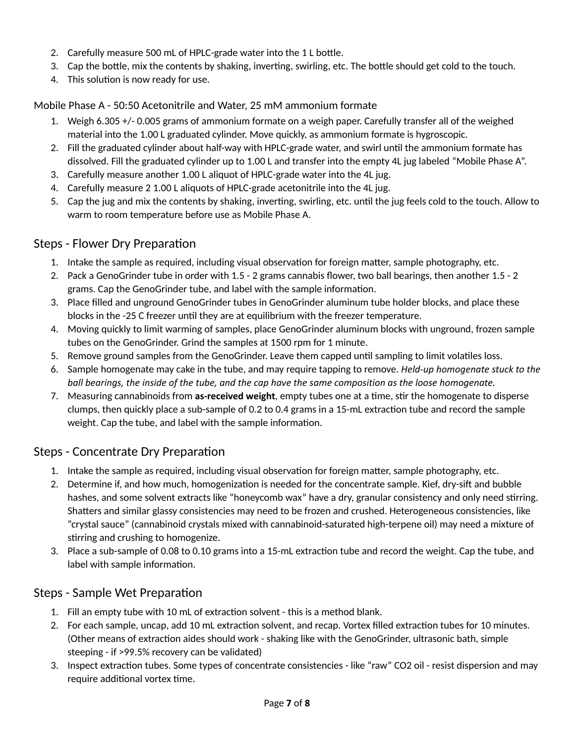2. Carefully measure 500 mL of HPLC-grade water into the 1 L bottle.
3. Cap the bottle, mix the contents by shaking, inverting, swirling, etc. The bottle should get cold to the touch.
4. This solution is now ready for use.

Mobile Phase A - 50:50 Acetonitrile and Water, 25 mM ammonium formate

1. Weigh 6.305 +/- 0.005 grams of ammonium formate on a weigh paper. Carefully transfer all of the weighed material into the 1.00 L graduated cylinder. Move quickly, as ammonium formate is hygroscopic.
2. Fill the graduated cylinder about half-way with HPLC-grade water, and swirl until the ammonium formate has dissolved. Fill the graduated cylinder up to 1.00 L and transfer into the empty 4L jug labeled "Mobile Phase A".
3. Carefully measure another 1.00 L aliquot of HPLC-grade water into the 4L jug.
4. Carefully measure 2 1.00 L aliquots of HPLC-grade acetonitrile into the 4L jug.
5. Cap the jug and mix the contents by shaking, inverting, swirling, etc. until the jug feels cold to the touch. Allow to warm to room temperature before use as Mobile Phase A.

## Steps - Flower Dry Preparation

1. Intake the sample as required, including visual observation for foreign matter, sample photography, etc.
2. Pack a GenoGrinder tube in order with 1.5 - 2 grams cannabis flower, two ball bearings, then another 1.5 - 2 grams. Cap the GenoGrinder tube, and label with the sample information.
3. Place filled and unground GenoGrinder tubes in GenoGrinder aluminum tube holder blocks, and place these blocks in the -25 C freezer until they are at equilibrium with the freezer temperature.
4. Moving quickly to limit warming of samples, place GenoGrinder aluminum blocks with unground, frozen sample tubes on the GenoGrinder. Grind the samples at 1500 rpm for 1 minute.
5. Remove ground samples from the GenoGrinder. Leave them capped until sampling to limit volatiles loss.
6. Sample homogenate may cake in the tube, and may require tapping to remove. *Held-up homogenate stuck to the ball bearings, the inside of the tube, and the cap have the same composition as the loose homogenate.*
7. Measuring cannabinoids from **as-received weight**, empty tubes one at a time, stir the homogenate to disperse clumps, then quickly place a sub-sample of 0.2 to 0.4 grams in a 15-mL extraction tube and record the sample weight. Cap the tube, and label with the sample information.

## Steps - Concentrate Dry Preparation

1. Intake the sample as required, including visual observation for foreign matter, sample photography, etc.
2. Determine if, and how much, homogenization is needed for the concentrate sample. Kief, dry-sift and bubble hashes, and some solvent extracts like "honeycomb wax" have a dry, granular consistency and only need stirring. Shatters and similar glassy consistencies may need to be frozen and crushed. Heterogeneous consistencies, like "crystal sauce" (cannabinoid crystals mixed with cannabinoid-saturated high-terpene oil) may need a mixture of stirring and crushing to homogenize.
3. Place a sub-sample of 0.08 to 0.10 grams into a 15-mL extraction tube and record the weight. Cap the tube, and label with sample information.

## Steps - Sample Wet Preparation

1. Fill an empty tube with 10 mL of extraction solvent - this is a method blank.
2. For each sample, uncap, add 10 mL extraction solvent, and recap. Vortex filled extraction tubes for 10 minutes. (Other means of extraction aides should work - shaking like with the GenoGrinder, ultrasonic bath, simple steeping - if >99.5% recovery can be validated)
3. Inspect extraction tubes. Some types of concentrate consistencies - like "raw" CO2 oil - resist dispersion and may require additional vortex time.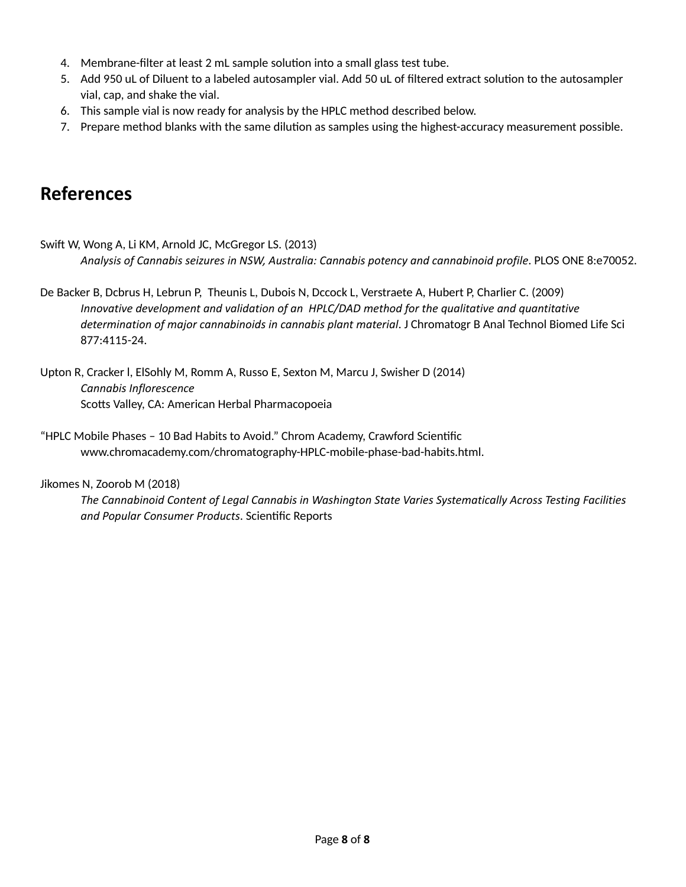4. Membrane-filter at least 2 mL sample solution into a small glass test tube.
5. Add 950 uL of Diluent to a labeled autosampler vial. Add 50 uL of filtered extract solution to the autosampler vial, cap, and shake the vial.
6. This sample vial is now ready for analysis by the HPLC method described below.
7. Prepare method blanks with the same dilution as samples using the highest-accuracy measurement possible.

## References

Swift W, Wong A, Li KM, Arnold JC, McGregor LS. (2013)
*Analysis of Cannabis seizures in NSW, Australia: Cannabis potency and cannabinoid profile*. PLOS ONE 8:e70052.

De Backer B, Dcbrus H, Lebrun P, Theunis L, Dubois N, Dccock L, Verstraete A, Hubert P, Charlier C. (2009)
*Innovative development and validation of an HPLC/DAD method for the qualitative and quantitative determination of major cannabinoids in cannabis plant material*. J Chromatogr B Anal Technol Biomed Life Sci 877:4115-24.

Upton R, Cracker l, ElSohly M, Romm A, Russo E, Sexton M, Marcu J, Swisher D (2014)
*Cannabis Inflorescence*
Scotts Valley, CA: American Herbal Pharmacopoeia

"HPLC Mobile Phases – 10 Bad Habits to Avoid." Chrom Academy, Crawford Scientific
www.chromacademy.com/chromatography-HPLC-mobile-phase-bad-habits.html.

Jikomes N, Zoorob M (2018)
*The Cannabinoid Content of Legal Cannabis in Washington State Varies Systematically Across Testing Facilities and Popular Consumer Products*. Scientific Reports